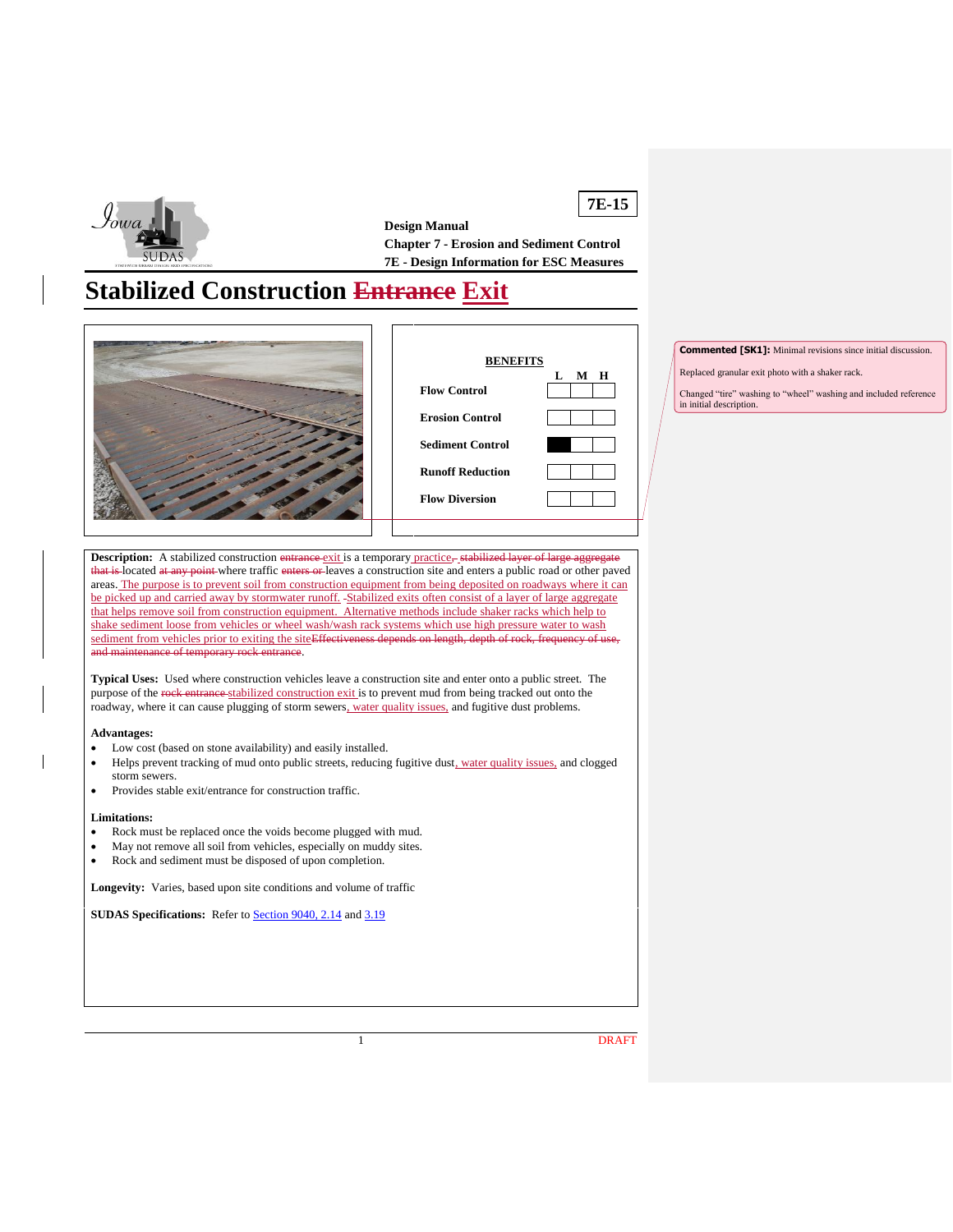**7E-15**

**Design Manual**
**Chapter 7 - Erosion and Sediment Control**
**7E - Design Information for ESC Measures**

# Stabilized Construction ~~Entrance~~ Exit

| BENEFITS | L | M | H |
|---|---|---|---|
| **Flow Control** | | | |
| **Erosion Control** | | | |
| **Sediment Control** | ■ | | |
| **Runoff Reduction** | | | |
| **Flow Diversion** | | | |

> **Commented [SK1]:** Minimal revisions since initial discussion.
>
> Replaced granular exit photo with a shaker rack.
>
> Changed "tire" washing to "wheel" washing and included reference in initial description.

**Description:** A stabilized construction ~~entrance~~ exit is a temporary practice~~, stabilized layer of large aggregate that is~~ located ~~at any point~~ where traffic ~~enters or~~ leaves a construction site and enters a public road or other paved areas. The purpose is to prevent soil from construction equipment from being deposited on roadways where it can be picked up and carried away by stormwater runoff. Stabilized exits often consist of a layer of large aggregate that helps remove soil from construction equipment. Alternative methods include shaker racks which help to shake sediment loose from vehicles or wheel wash/wash rack systems which use high pressure water to wash sediment from vehicles prior to exiting the site~~Effectiveness depends on length, depth of rock, frequency of use, and maintenance of temporary rock entrance~~.

**Typical Uses:** Used where construction vehicles leave a construction site and enter onto a public street. The purpose of the ~~rock entrance~~ stabilized construction exit is to prevent mud from being tracked out onto the roadway, where it can cause plugging of storm sewers, water quality issues, and fugitive dust problems.

**Advantages:**

- Low cost (based on stone availability) and easily installed.
- Helps prevent tracking of mud onto public streets, reducing fugitive dust, water quality issues, and clogged storm sewers.
- Provides stable exit/entrance for construction traffic.

**Limitations:**

- Rock must be replaced once the voids become plugged with mud.
- May not remove all soil from vehicles, especially on muddy sites.
- Rock and sediment must be disposed of upon completion.

**Longevity:** Varies, based upon site conditions and volume of traffic

**SUDAS Specifications:** Refer to Section 9040, 2.14 and 3.19

DRAFT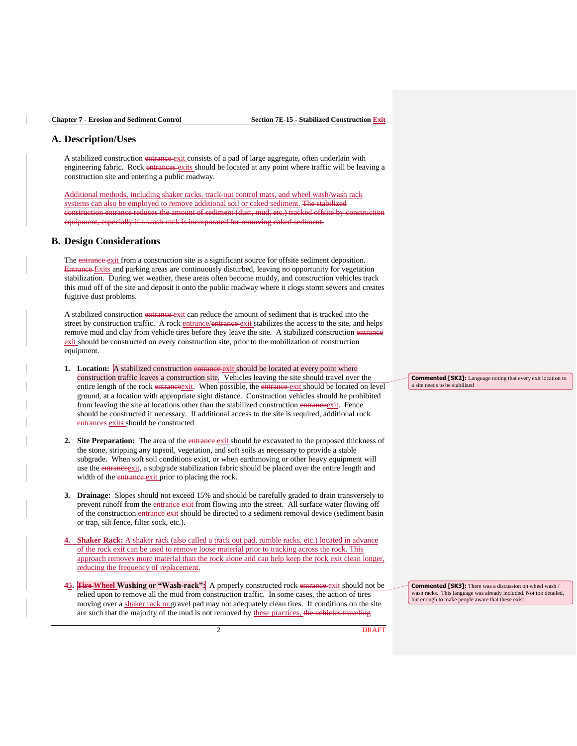## A. Description/Uses

A stabilized construction ~~entrance~~ exit consists of a pad of large aggregate, often underlain with engineering fabric. Rock ~~entrances~~ exits should be located at any point where traffic will be leaving a construction site and entering a public roadway.

Additional methods, including shaker racks, track-out control mats, and wheel wash/wash rack systems can also be employed to remove additional or caked sediment. ~~The stabilized construction entrance reduces the amount of sediment (dust, mud, etc.) tracked offsite by construction equipment, especially if a wash-rack is incorporated for removing caked sediment.~~

## B. Design Considerations

The ~~entrance~~ exit from a construction site is a significant source for offsite sediment deposition. ~~Entrance~~ Exits and parking areas are continuously disturbed, leaving no opportunity for vegetation stabilization. During wet weather, these areas often become muddy, and construction vehicles track this mud off of the site and deposit it onto the public roadway where it clogs storm sewers and creates fugitive dust problems.

A stabilized construction ~~entrance~~ exit can reduce the amount of sediment that is tracked into the street by construction traffic. A rock entrance/~~entrance~~ exit stabilizes the access to the site, and helps remove mud and clay from vehicle tires before they leave the site. A stabilized construction ~~entrance~~ exit should be constructed on every construction site, prior to the mobilization of construction equipment.

1. **Location:** A stabilized construction ~~entrance~~ exit should be located at every point where construction traffic leaves a construction site. Vehicles leaving the site should travel over the entire length of the rock ~~entrance~~exit. When possible, the ~~entrance~~ exit should be located on level ground, at a location with appropriate sight distance. Construction vehicles should be prohibited from leaving the site at locations other than the stabilized construction ~~entrance~~exit. Fence should be constructed if necessary. If additional access to the site is required, additional rock ~~entrances~~ exits should be constructed

   > **Commented [SK2]:** Language noting that every exit location to a site needs to be stabilized

2. **Site Preparation:** The area of the ~~entrance~~ exit should be excavated to the proposed thickness of the stone, stripping any topsoil, vegetation, and soft soils as necessary to provide a stable subgrade. When soft soil conditions exist, or when earthmoving or other heavy equipment will use the ~~entrance~~exit, a subgrade stabilization fabric should be placed over the entire length and width of the ~~entrance~~ exit prior to placing the rock.

3. **Drainage:** Slopes should not exceed 15% and should be carefully graded to drain transversely to prevent runoff from the ~~entrance~~ exit from flowing into the street. All surface water flowing off of the construction ~~entrance~~ exit should be directed to a sediment removal device (sediment basin or trap, silt fence, filter sock, etc.).

4. **Shaker Rack:** A shaker rack (also called a track out pad, rumble racks, etc.) located in advance of the rock exit can be used to remove loose material prior to tracking across the rock. This approach removes more material than the rock alone and can help keep the rock exit clean longer, reducing the frequency of replacement.

~~4~~5. **~~Tire~~ Wheel Washing or "Wash-rack":** A properly constructed rock ~~entrance~~ exit should not be relied upon to remove all the mud from construction traffic. In some cases, the action of tires moving over a shaker rack or gravel pad may not adequately clean tires. If conditions on the site are such that the majority of the mud is not removed by these practices, ~~the vehicles traveling~~

   > **Commented [SK3]:** There was a discussion on wheel wash / wash racks. This language was already included. Not too detailed, but enough to make people aware that these exist.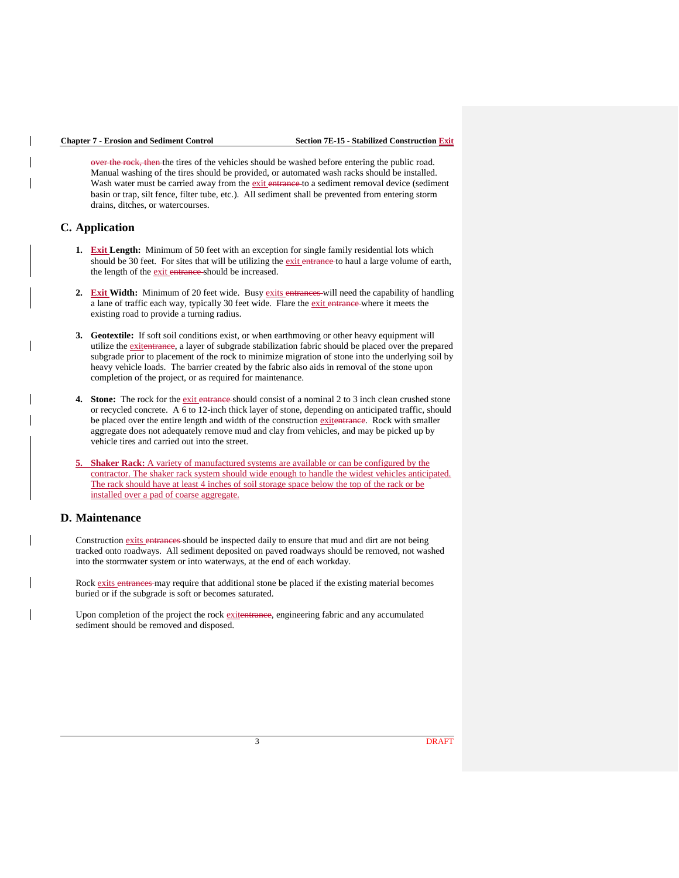over the rock, then the tires of the vehicles should be washed before entering the public road. Manual washing of the tires should be provided, or automated wash racks should be installed. Wash water must be carried away from the exit entrance to a sediment removal device (sediment basin or trap, silt fence, filter tube, etc.). All sediment shall be prevented from entering storm drains, ditches, or watercourses.

## C. Application

1. **Exit Length:** Minimum of 50 feet with an exception for single family residential lots which should be 30 feet. For sites that will be utilizing the exit entrance to haul a large volume of earth, the length of the exit entrance should be increased.

2. **Exit Width:** Minimum of 20 feet wide. Busy exits entrances will need the capability of handling a lane of traffic each way, typically 30 feet wide. Flare the exit entrance where it meets the existing road to provide a turning radius.

3. **Geotextile:** If soft soil conditions exist, or when earthmoving or other heavy equipment will utilize the exitentrance, a layer of subgrade stabilization fabric should be placed over the prepared subgrade prior to placement of the rock to minimize migration of stone into the underlying soil by heavy vehicle loads. The barrier created by the fabric also aids in removal of the stone upon completion of the project, or as required for maintenance.

4. **Stone:** The rock for the exit entrance should consist of a nominal 2 to 3 inch clean crushed stone or recycled concrete. A 6 to 12-inch thick layer of stone, depending on anticipated traffic, should be placed over the entire length and width of the construction exitentrance. Rock with smaller aggregate does not adequately remove mud and clay from vehicles, and may be picked up by vehicle tires and carried out into the street.

5. **Shaker Rack:** A variety of manufactured systems are available or can be configured by the contractor. The shaker rack system should wide enough to handle the widest vehicles anticipated. The rack should have at least 4 inches of soil storage space below the top of the rack or be installed over a pad of coarse aggregate.

## D. Maintenance

Construction exits entrances should be inspected daily to ensure that mud and dirt are not being tracked onto roadways. All sediment deposited on paved roadways should be removed, not washed into the stormwater system or into waterways, at the end of each workday.

Rock exits entrances may require that additional stone be placed if the existing material becomes buried or if the subgrade is soft or becomes saturated.

Upon completion of the project the rock exitentrance, engineering fabric and any accumulated sediment should be removed and disposed.